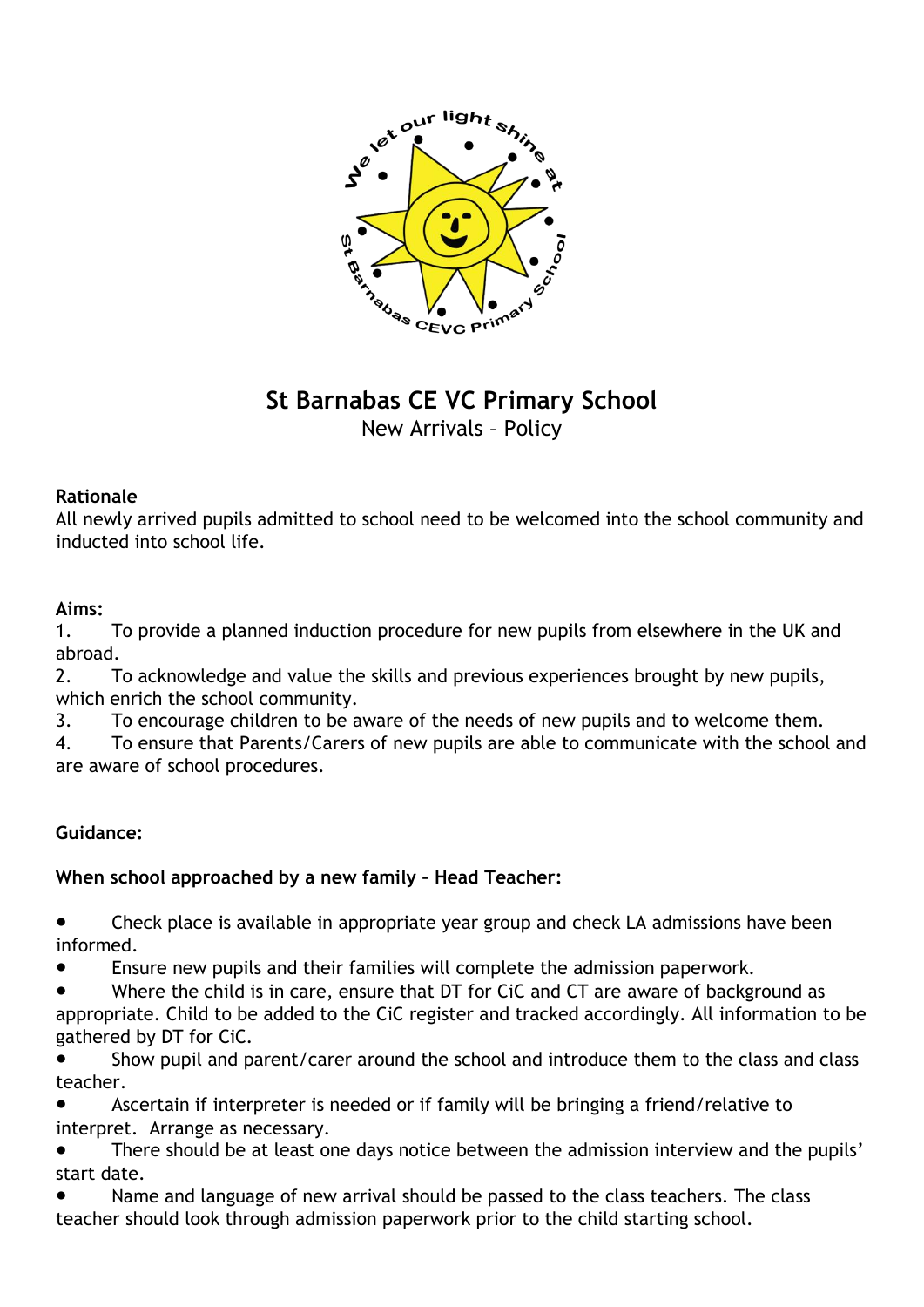# St Barnabas CE VC Primary School

New Arrivals – Policy

**Rationale**

All newly arrived pupils admitted to school need to be welcomed into the school community and inducted into school life.

**Aims:**

1. To provide a planned induction procedure for new pupils from elsewhere in the UK and abroad.
2. To acknowledge and value the skills and previous experiences brought by new pupils, which enrich the school community.
3. To encourage children to be aware of the needs of new pupils and to welcome them.
4. To ensure that Parents/Carers of new pupils are able to communicate with the school and are aware of school procedures.

**Guidance:**

**When school approached by a new family – Head Teacher:**

- Check place is available in appropriate year group and check LA admissions have been informed.
- Ensure new pupils and their families will complete the admission paperwork.
- Where the child is in care, ensure that DT for CiC and CT are aware of background as appropriate. Child to be added to the CiC register and tracked accordingly. All information to be gathered by DT for CiC.
- Show pupil and parent/carer around the school and introduce them to the class and class teacher.
- Ascertain if interpreter is needed or if family will be bringing a friend/relative to interpret. Arrange as necessary.
- There should be at least one days notice between the admission interview and the pupils' start date.
- Name and language of new arrival should be passed to the class teachers. The class teacher should look through admission paperwork prior to the child starting school.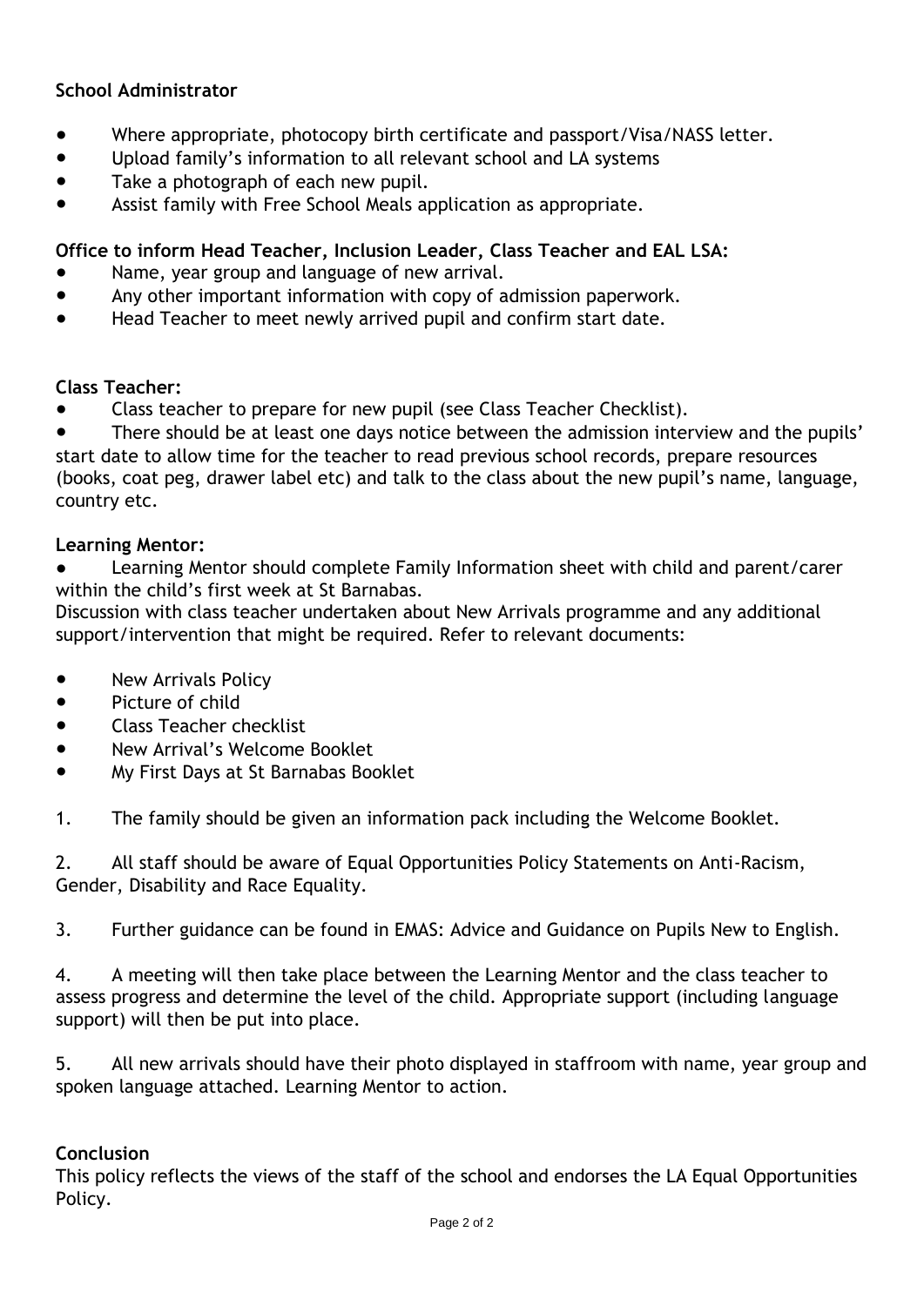**School Administrator**

- Where appropriate, photocopy birth certificate and passport/Visa/NASS letter.
- Upload family's information to all relevant school and LA systems
- Take a photograph of each new pupil.
- Assist family with Free School Meals application as appropriate.

**Office to inform Head Teacher, Inclusion Leader, Class Teacher and EAL LSA:**

- Name, year group and language of new arrival.
- Any other important information with copy of admission paperwork.
- Head Teacher to meet newly arrived pupil and confirm start date.

**Class Teacher:**

- Class teacher to prepare for new pupil (see Class Teacher Checklist).
- There should be at least one days notice between the admission interview and the pupils' start date to allow time for the teacher to read previous school records, prepare resources (books, coat peg, drawer label etc) and talk to the class about the new pupil's name, language, country etc.

**Learning Mentor:**

- Learning Mentor should complete Family Information sheet with child and parent/carer within the child's first week at St Barnabas.

Discussion with class teacher undertaken about New Arrivals programme and any additional support/intervention that might be required. Refer to relevant documents:

- New Arrivals Policy
- Picture of child
- Class Teacher checklist
- New Arrival's Welcome Booklet
- My First Days at St Barnabas Booklet

1. The family should be given an information pack including the Welcome Booklet.

2. All staff should be aware of Equal Opportunities Policy Statements on Anti-Racism, Gender, Disability and Race Equality.

3. Further guidance can be found in EMAS: Advice and Guidance on Pupils New to English.

4. A meeting will then take place between the Learning Mentor and the class teacher to assess progress and determine the level of the child. Appropriate support (including language support) will then be put into place.

5. All new arrivals should have their photo displayed in staffroom with name, year group and spoken language attached. Learning Mentor to action.

**Conclusion**

This policy reflects the views of the staff of the school and endorses the LA Equal Opportunities Policy.